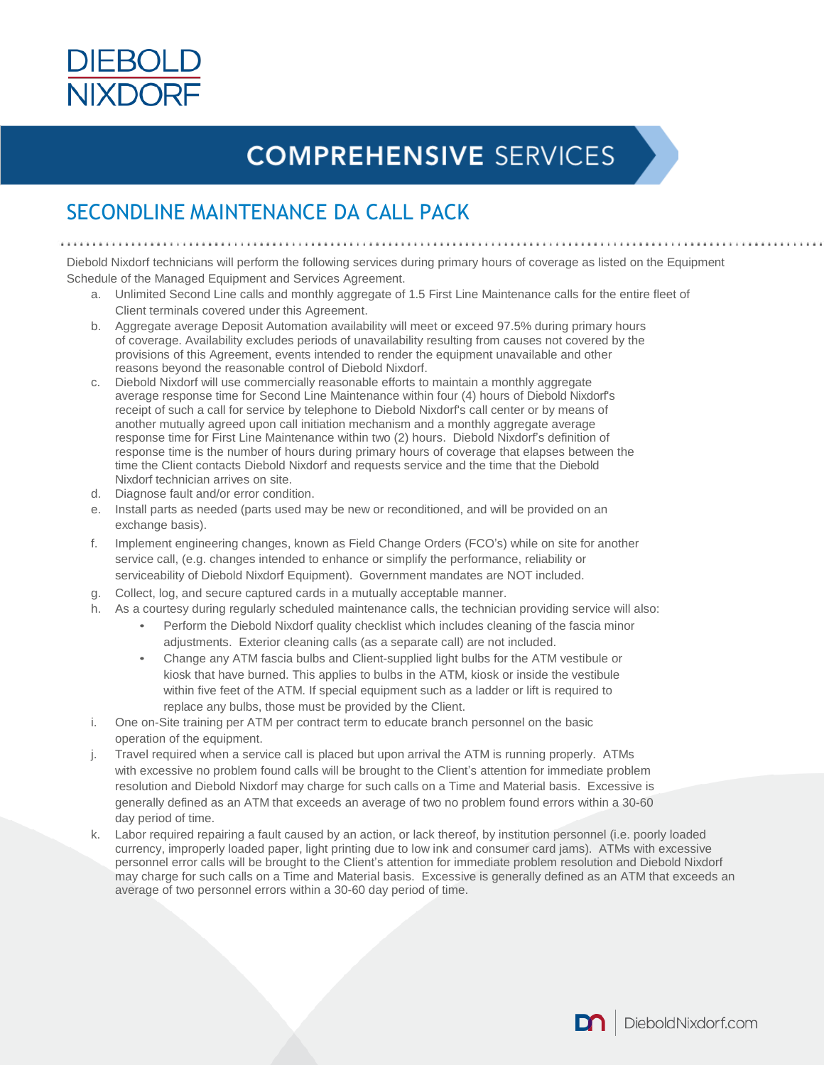DIEBOLD NIXDORF

# COMPREHENSIVE SERVICES

## SECONDLINE MAINTENANCE DA CALL PACK

Diebold Nixdorf technicians will perform the following services during primary hours of coverage as listed on the Equipment Schedule of the Managed Equipment and Services Agreement.

a. Unlimited Second Line calls and monthly aggregate of 1.5 First Line Maintenance calls for the entire fleet of Client terminals covered under this Agreement.

b. Aggregate average Deposit Automation availability will meet or exceed 97.5% during primary hours of coverage. Availability excludes periods of unavailability resulting from causes not covered by the provisions of this Agreement, events intended to render the equipment unavailable and other reasons beyond the reasonable control of Diebold Nixdorf.

c. Diebold Nixdorf will use commercially reasonable efforts to maintain a monthly aggregate average response time for Second Line Maintenance within four (4) hours of Diebold Nixdorf's receipt of such a call for service by telephone to Diebold Nixdorf's call center or by means of another mutually agreed upon call initiation mechanism and a monthly aggregate average response time for First Line Maintenance within two (2) hours. Diebold Nixdorf's definition of response time is the number of hours during primary hours of coverage that elapses between the time the Client contacts Diebold Nixdorf and requests service and the time that the Diebold Nixdorf technician arrives on site.

d. Diagnose fault and/or error condition.

e. Install parts as needed (parts used may be new or reconditioned, and will be provided on an exchange basis).

f. Implement engineering changes, known as Field Change Orders (FCO's) while on site for another service call, (e.g. changes intended to enhance or simplify the performance, reliability or serviceability of Diebold Nixdorf Equipment). Government mandates are NOT included.

g. Collect, log, and secure captured cards in a mutually acceptable manner.

h. As a courtesy during regularly scheduled maintenance calls, the technician providing service will also:
   - Perform the Diebold Nixdorf quality checklist which includes cleaning of the fascia minor adjustments. Exterior cleaning calls (as a separate call) are not included.
   - Change any ATM fascia bulbs and Client-supplied light bulbs for the ATM vestibule or kiosk that have burned. This applies to bulbs in the ATM, kiosk or inside the vestibule within five feet of the ATM. If special equipment such as a ladder or lift is required to replace any bulbs, those must be provided by the Client.

i. One on-Site training per ATM per contract term to educate branch personnel on the basic operation of the equipment.

j. Travel required when a service call is placed but upon arrival the ATM is running properly. ATMs with excessive no problem found calls will be brought to the Client's attention for immediate problem resolution and Diebold Nixdorf may charge for such calls on a Time and Material basis. Excessive is generally defined as an ATM that exceeds an average of two no problem found errors within a 30-60 day period of time.

k. Labor required repairing a fault caused by an action, or lack thereof, by institution personnel (i.e. poorly loaded currency, improperly loaded paper, light printing due to low ink and consumer card jams). ATMs with excessive personnel error calls will be brought to the Client's attention for immediate problem resolution and Diebold Nixdorf may charge for such calls on a Time and Material basis. Excessive is generally defined as an ATM that exceeds an average of two personnel errors within a 30-60 day period of time.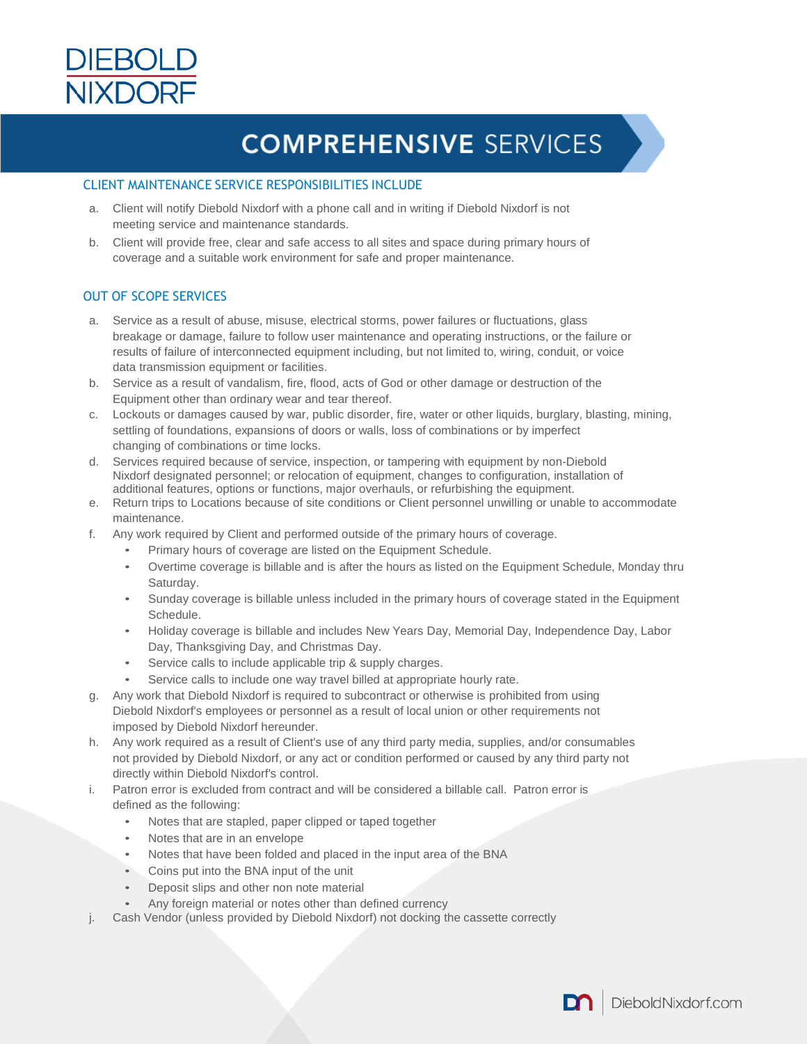# DIEBOLD NIXDORF

# COMPREHENSIVE SERVICES

## CLIENT MAINTENANCE SERVICE RESPONSIBILITIES INCLUDE

a. Client will notify Diebold Nixdorf with a phone call and in writing if Diebold Nixdorf is not meeting service and maintenance standards.

b. Client will provide free, clear and safe access to all sites and space during primary hours of coverage and a suitable work environment for safe and proper maintenance.

## OUT OF SCOPE SERVICES

a. Service as a result of abuse, misuse, electrical storms, power failures or fluctuations, glass breakage or damage, failure to follow user maintenance and operating instructions, or the failure or results of failure of interconnected equipment including, but not limited to, wiring, conduit, or voice data transmission equipment or facilities.

b. Service as a result of vandalism, fire, flood, acts of God or other damage or destruction of the Equipment other than ordinary wear and tear thereof.

c. Lockouts or damages caused by war, public disorder, fire, water or other liquids, burglary, blasting, mining, settling of foundations, expansions of doors or walls, loss of combinations or by imperfect changing of combinations or time locks.

d. Services required because of service, inspection, or tampering with equipment by non-Diebold Nixdorf designated personnel; or relocation of equipment, changes to configuration, installation of additional features, options or functions, major overhauls, or refurbishing the equipment.

e. Return trips to Locations because of site conditions or Client personnel unwilling or unable to accommodate maintenance.

f. Any work required by Client and performed outside of the primary hours of coverage.
   - Primary hours of coverage are listed on the Equipment Schedule.
   - Overtime coverage is billable and is after the hours as listed on the Equipment Schedule, Monday thru Saturday.
   - Sunday coverage is billable unless included in the primary hours of coverage stated in the Equipment Schedule.
   - Holiday coverage is billable and includes New Years Day, Memorial Day, Independence Day, Labor Day, Thanksgiving Day, and Christmas Day.
   - Service calls to include applicable trip & supply charges.
   - Service calls to include one way travel billed at appropriate hourly rate.

g. Any work that Diebold Nixdorf is required to subcontract or otherwise is prohibited from using Diebold Nixdorf's employees or personnel as a result of local union or other requirements not imposed by Diebold Nixdorf hereunder.

h. Any work required as a result of Client's use of any third party media, supplies, and/or consumables not provided by Diebold Nixdorf, or any act or condition performed or caused by any third party not directly within Diebold Nixdorf's control.

i. Patron error is excluded from contract and will be considered a billable call. Patron error is defined as the following:
   - Notes that are stapled, paper clipped or taped together
   - Notes that are in an envelope
   - Notes that have been folded and placed in the input area of the BNA
   - Coins put into the BNA input of the unit
   - Deposit slips and other non note material
   - Any foreign material or notes other than defined currency

j. Cash Vendor (unless provided by Diebold Nixdorf) not docking the cassette correctly